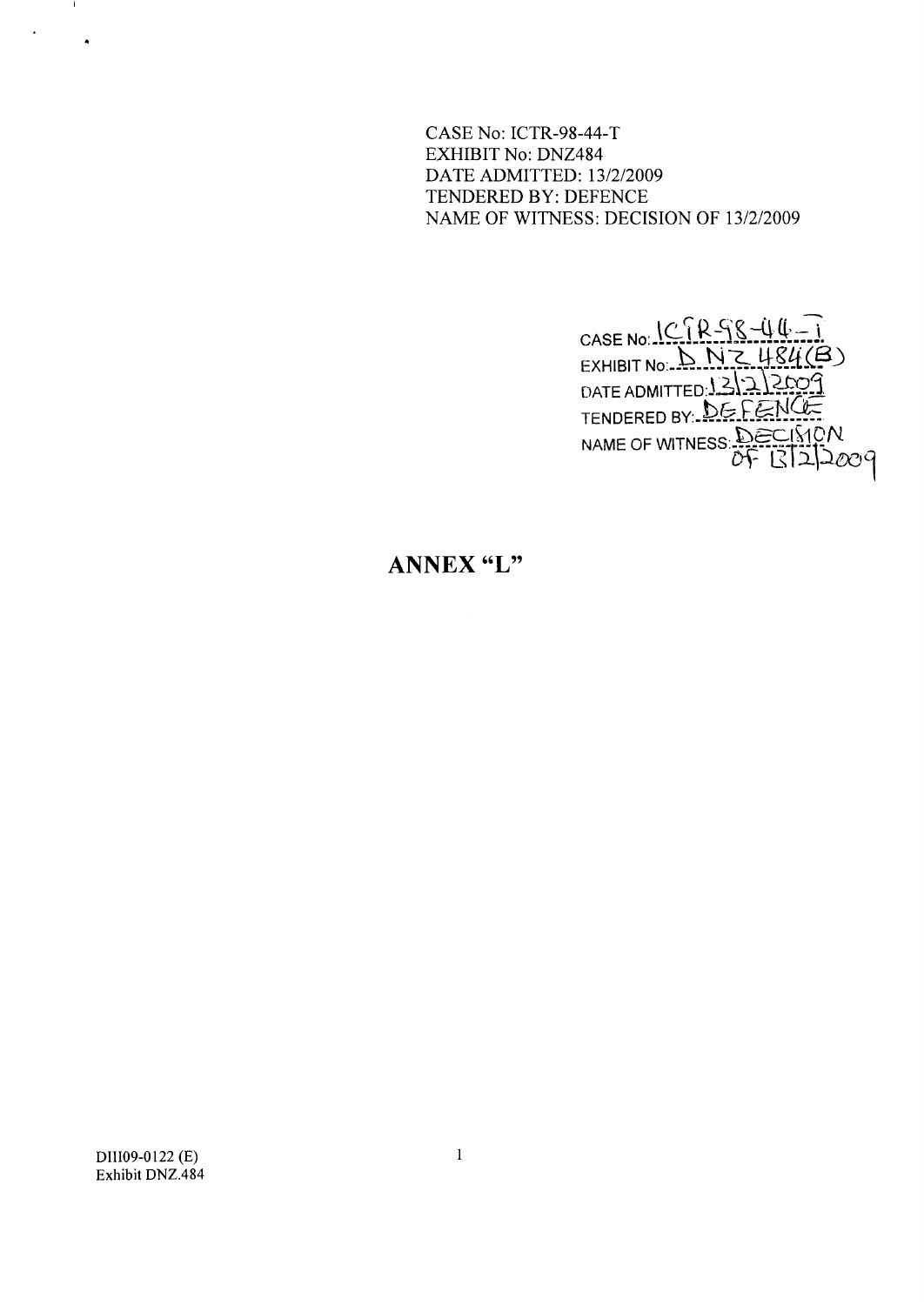CASE No: ICTR-98-44-T
EXHIBIT No: DNZ484
DATE ADMITTED: 13/2/2009
TENDERED BY: DEFENCE
NAME OF WITNESS: DECISION OF 13/2/2009

CASE No: ICTR-98-44-T
EXHIBIT No: DNZ 484(B)
DATE ADMITTED: 13/2/2009
TENDERED BY: DEFENCE
NAME OF WITNESS: DECISION OF 13/2/2009

## ANNEX "L"

DIII09-0122 (E)
Exhibit DNZ.484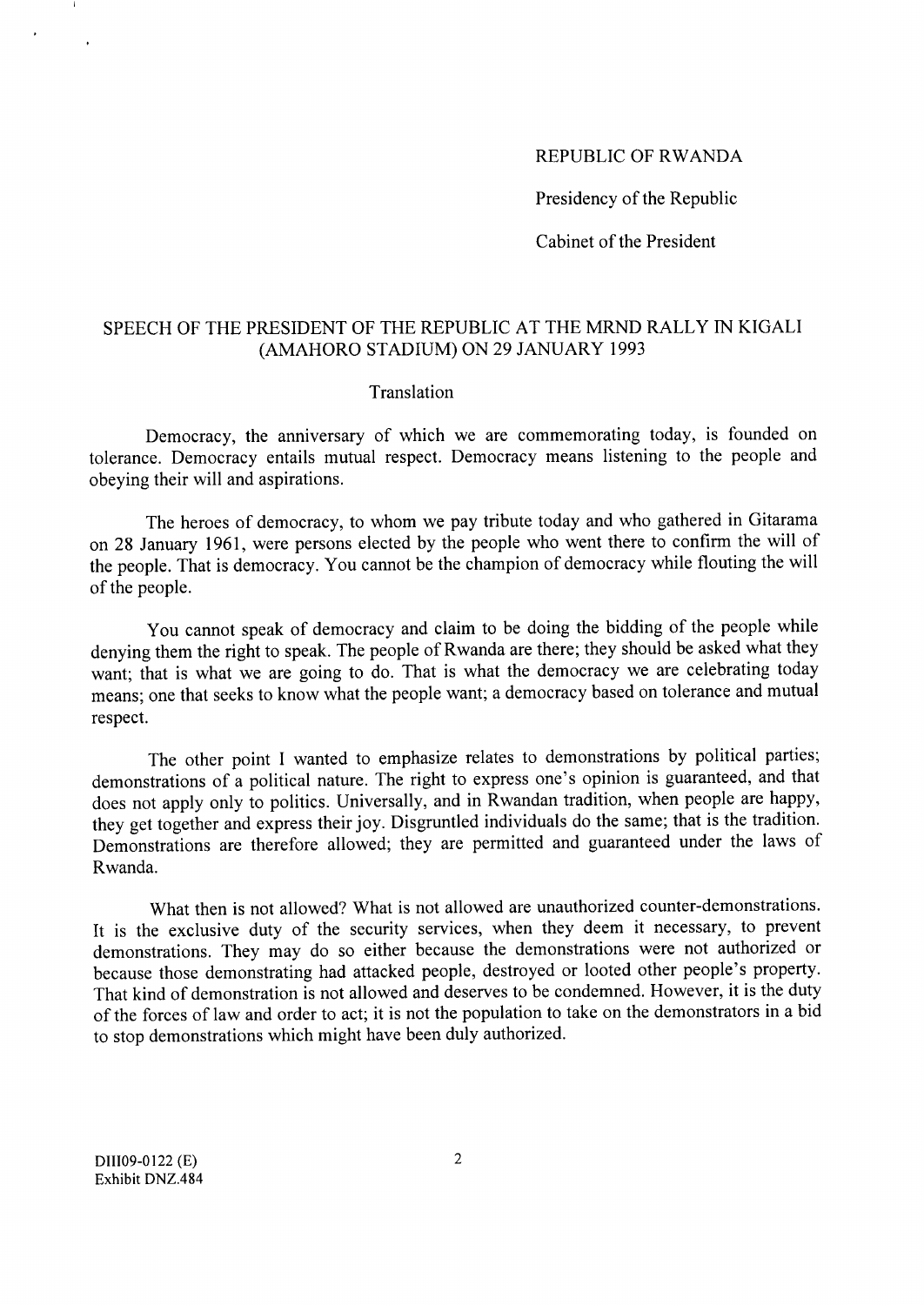REPUBLIC OF RWANDA

Presidency of the Republic

Cabinet of the President

## SPEECH OF THE PRESIDENT OF THE REPUBLIC AT THE MRND RALLY IN KIGALI (AMAHORO STADIUM) ON 29 JANUARY 1993

Translation

Democracy, the anniversary of which we are commemorating today, is founded on tolerance. Democracy entails mutual respect. Democracy means listening to the people and obeying their will and aspirations.

The heroes of democracy, to whom we pay tribute today and who gathered in Gitarama on 28 January 1961, were persons elected by the people who went there to confirm the will of the people. That is democracy. You cannot be the champion of democracy while flouting the will of the people.

You cannot speak of democracy and claim to be doing the bidding of the people while denying them the right to speak. The people of Rwanda are there; they should be asked what they want; that is what we are going to do. That is what the democracy we are celebrating today means; one that seeks to know what the people want; a democracy based on tolerance and mutual respect.

The other point I wanted to emphasize relates to demonstrations by political parties; demonstrations of a political nature. The right to express one's opinion is guaranteed, and that does not apply only to politics. Universally, and in Rwandan tradition, when people are happy, they get together and express their joy. Disgruntled individuals do the same; that is the tradition. Demonstrations are therefore allowed; they are permitted and guaranteed under the laws of Rwanda.

What then is not allowed? What is not allowed are unauthorized counter-demonstrations. It is the exclusive duty of the security services, when they deem it necessary, to prevent demonstrations. They may do so either because the demonstrations were not authorized or because those demonstrating had attacked people, destroyed or looted other people's property. That kind of demonstration is not allowed and deserves to be condemned. However, it is the duty of the forces of law and order to act; it is not the population to take on the demonstrators in a bid to stop demonstrations which might have been duly authorized.

DIII09-0122 (E)
Exhibit DNZ.484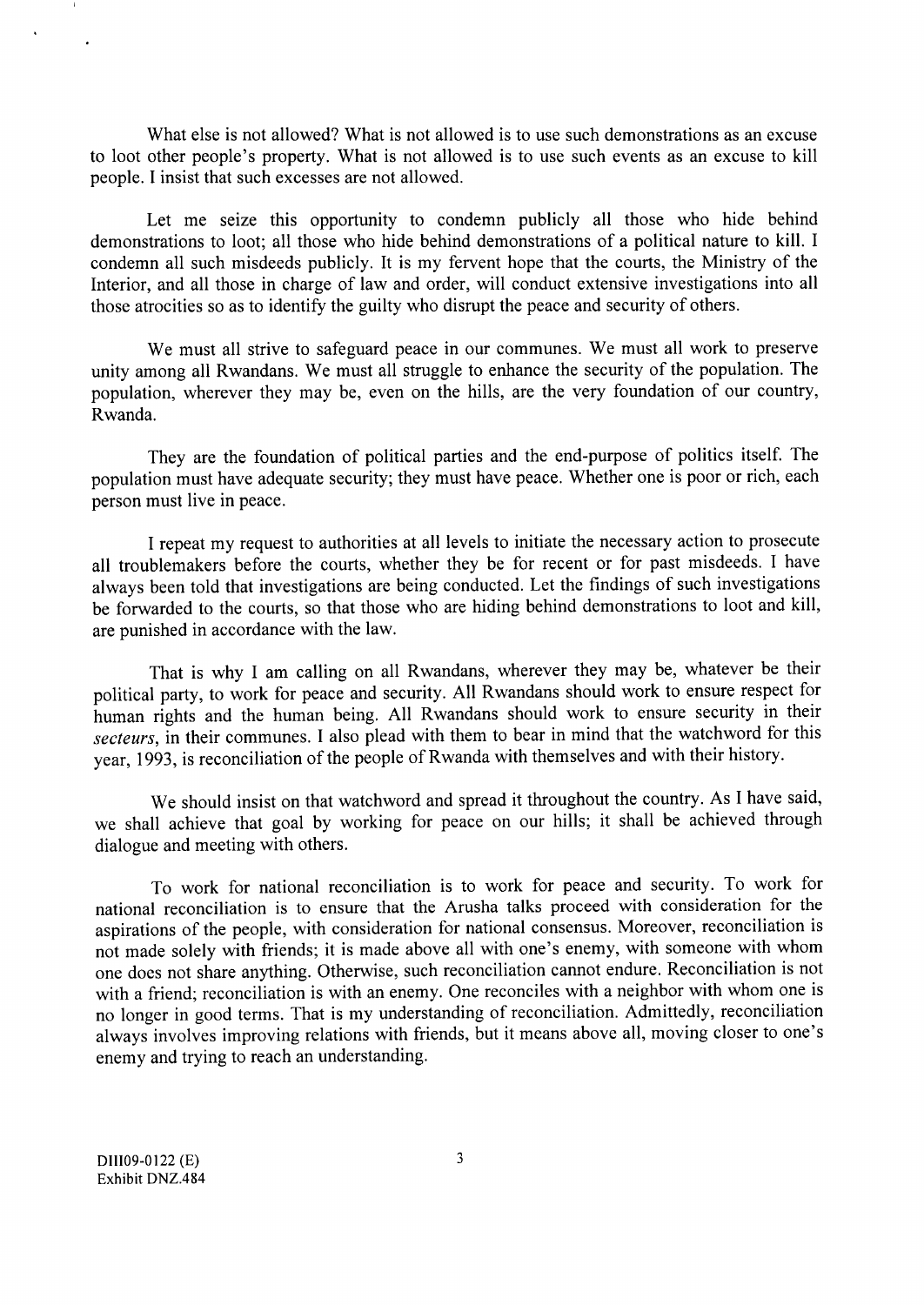What else is not allowed? What is not allowed is to use such demonstrations as an excuse to loot other people's property. What is not allowed is to use such events as an excuse to kill people. I insist that such excesses are not allowed.

Let me seize this opportunity to condemn publicly all those who hide behind demonstrations to loot; all those who hide behind demonstrations of a political nature to kill. I condemn all such misdeeds publicly. It is my fervent hope that the courts, the Ministry of the Interior, and all those in charge of law and order, will conduct extensive investigations into all those atrocities so as to identify the guilty who disrupt the peace and security of others.

We must all strive to safeguard peace in our communes. We must all work to preserve unity among all Rwandans. We must all struggle to enhance the security of the population. The population, wherever they may be, even on the hills, are the very foundation of our country, Rwanda.

They are the foundation of political parties and the end-purpose of politics itself. The population must have adequate security; they must have peace. Whether one is poor or rich, each person must live in peace.

I repeat my request to authorities at all levels to initiate the necessary action to prosecute all troublemakers before the courts, whether they be for recent or for past misdeeds. I have always been told that investigations are being conducted. Let the findings of such investigations be forwarded to the courts, so that those who are hiding behind demonstrations to loot and kill, are punished in accordance with the law.

That is why I am calling on all Rwandans, wherever they may be, whatever be their political party, to work for peace and security. All Rwandans should work to ensure respect for human rights and the human being. All Rwandans should work to ensure security in their *secteurs*, in their communes. I also plead with them to bear in mind that the watchword for this year, 1993, is reconciliation of the people of Rwanda with themselves and with their history.

We should insist on that watchword and spread it throughout the country. As I have said, we shall achieve that goal by working for peace on our hills; it shall be achieved through dialogue and meeting with others.

To work for national reconciliation is to work for peace and security. To work for national reconciliation is to ensure that the Arusha talks proceed with consideration for the aspirations of the people, with consideration for national consensus. Moreover, reconciliation is not made solely with friends; it is made above all with one's enemy, with someone with whom one does not share anything. Otherwise, such reconciliation cannot endure. Reconciliation is not with a friend; reconciliation is with an enemy. One reconciles with a neighbor with whom one is no longer in good terms. That is my understanding of reconciliation. Admittedly, reconciliation always involves improving relations with friends, but it means above all, moving closer to one's enemy and trying to reach an understanding.

DIII09-0122 (E)
Exhibit DNZ.484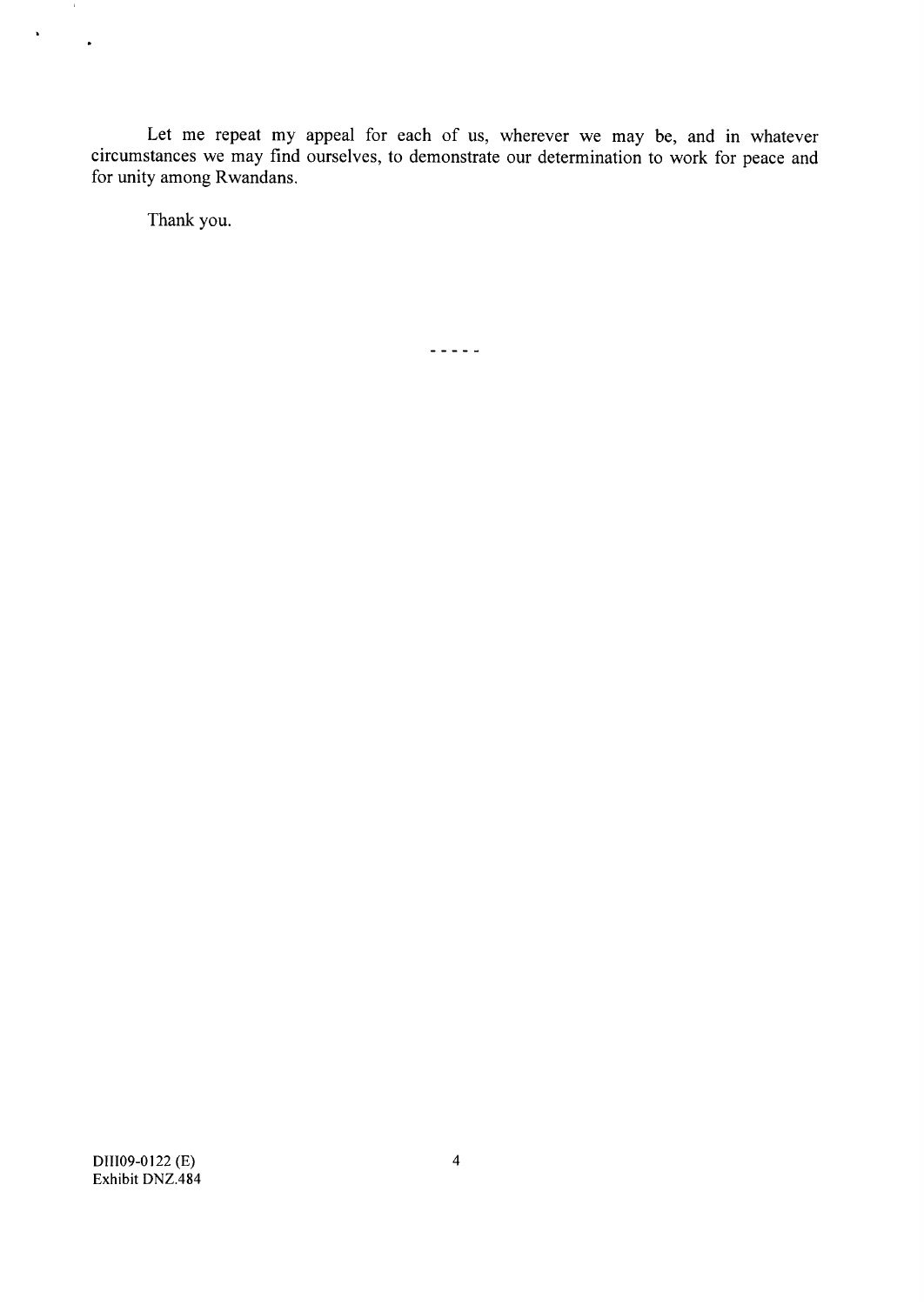Let me repeat my appeal for each of us, wherever we may be, and in whatever circumstances we may find ourselves, to demonstrate our determination to work for peace and for unity among Rwandans.

Thank you.

- - - - -

DIII09-0122 (E)
Exhibit DNZ.484